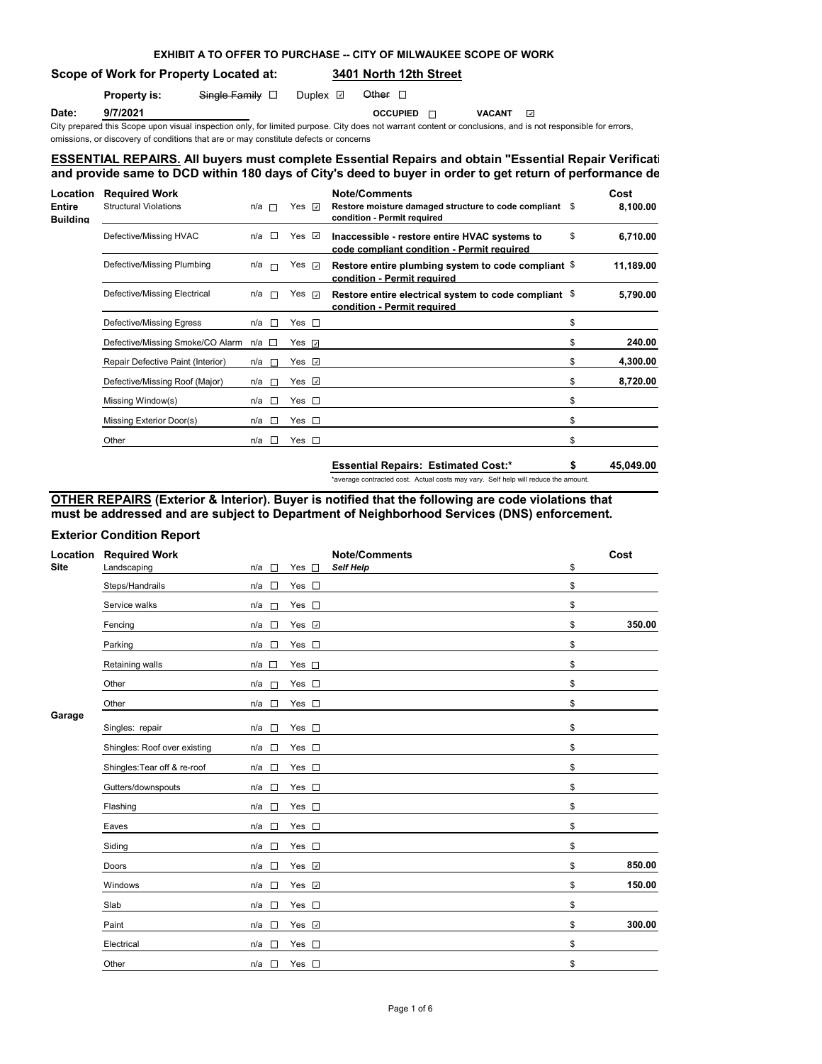# EXHIBIT A TO OFFER TO PURCHASE -- CITY OF MILWAUKEE SCOPE OF WORK

**Scope of Work for Property Located at:** **3401 North 12th Street**

**Property is:** ~~Single Family~~ ☐ Duplex ☑ ~~Other~~ ☐

**Date:** **9/7/2021** **OCCUPIED** ☐ **VACANT** ☑

City prepared this Scope upon visual inspection only, for limited purpose. City does not warrant content or conclusions, and is not responsible for errors, omissions, or discovery of conditions that are or may constitute defects or concerns

## ESSENTIAL REPAIRS. All buyers must complete Essential Repairs and obtain "Essential Repair Verificati and provide same to DCD within 180 days of City's deed to buyer in order to get return of performance de

| Location | Required Work | n/a | Yes | Note/Comments | | Cost |
|---|---|---|---|---|---|---|
| Entire Building | Structural Violations | ☐ | ☑ | **Restore moisture damaged structure to code compliant condition - Permit required** | $ | **8,100.00** |
| | Defective/Missing HVAC | ☐ | ☑ | **Inaccessible - restore entire HVAC systems to code compliant condition - Permit required** | $ | **6,710.00** |
| | Defective/Missing Plumbing | ☐ | ☑ | **Restore entire plumbing system to code compliant condition - Permit required** | $ | **11,189.00** |
| | Defective/Missing Electrical | ☐ | ☑ | **Restore entire electrical system to code compliant condition - Permit required** | $ | **5,790.00** |
| | Defective/Missing Egress | ☐ | ☐ | | $ | |
| | Defective/Missing Smoke/CO Alarm | ☐ | ☑ | | $ | **240.00** |
| | Repair Defective Paint (Interior) | ☐ | ☑ | | $ | **4,300.00** |
| | Defective/Missing Roof (Major) | ☐ | ☑ | | $ | **8,720.00** |
| | Missing Window(s) | ☐ | ☐ | | $ | |
| | Missing Exterior Door(s) | ☐ | ☐ | | $ | |
| | Other | ☐ | ☐ | | $ | |
| | | | | **Essential Repairs: Estimated Cost:*** | **$** | **45,049.00** |

*average contracted cost. Actual costs may vary. Self help will reduce the amount.

## OTHER REPAIRS (Exterior & Interior). Buyer is notified that the following are code violations that must be addressed and are subject to Department of Neighborhood Services (DNS) enforcement.

### Exterior Condition Report

| Location | Required Work | n/a | Yes | Note/Comments | | Cost |
|---|---|---|---|---|---|---|
| Site | Landscaping | ☐ | ☐ | *Self Help* | $ | |
| | Steps/Handrails | ☐ | ☐ | | $ | |
| | Service walks | ☐ | ☐ | | $ | |
| | Fencing | ☐ | ☑ | | $ | **350.00** |
| | Parking | ☐ | ☐ | | $ | |
| | Retaining walls | ☐ | ☐ | | $ | |
| | Other | ☐ | ☐ | | $ | |
| | Other | ☐ | ☐ | | $ | |
| Garage | Singles: repair | ☐ | ☐ | | $ | |
| | Shingles: Roof over existing | ☐ | ☐ | | $ | |
| | Shingles:Tear off & re-roof | ☐ | ☐ | | $ | |
| | Gutters/downspouts | ☐ | ☐ | | $ | |
| | Flashing | ☐ | ☐ | | $ | |
| | Eaves | ☐ | ☐ | | $ | |
| | Siding | ☐ | ☐ | | $ | |
| | Doors | ☐ | ☑ | | $ | **850.00** |
| | Windows | ☐ | ☑ | | $ | **150.00** |
| | Slab | ☐ | ☐ | | $ | |
| | Paint | ☐ | ☑ | | $ | **300.00** |
| | Electrical | ☐ | ☐ | | $ | |
| | Other | ☐ | ☐ | | $ | |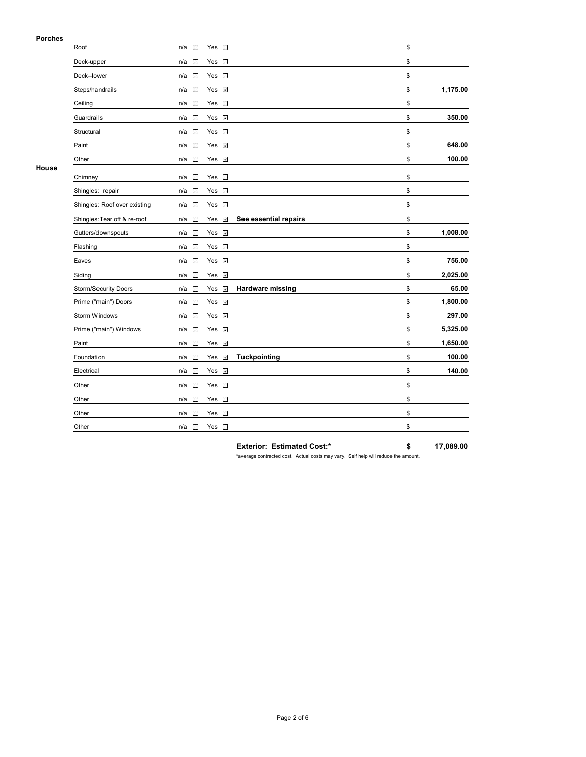**Porches**

| Item | n/a | Yes | Notes | Cost |
|---|---|---|---|---|
| Roof | ☐ | ☐ | | $ |
| Deck-upper | ☐ | ☐ | | $ |
| Deck--lower | ☐ | ☐ | | $ |
| Steps/handrails | ☐ | ☑ | | $ 1,175.00 |
| Ceiling | ☐ | ☐ | | $ |
| Guardrails | ☐ | ☑ | | $ 350.00 |
| Structural | ☐ | ☐ | | $ |
| Paint | ☐ | ☑ | | $ 648.00 |
| Other | ☐ | ☑ | | $ 100.00 |

**House**

| Item | n/a | Yes | Notes | Cost |
|---|---|---|---|---|
| Chimney | ☐ | ☐ | | $ |
| Shingles: repair | ☐ | ☐ | | $ |
| Shingles: Roof over existing | ☐ | ☐ | | $ |
| Shingles:Tear off & re-roof | ☐ | ☑ | **See essential repairs** | $ |
| Gutters/downspouts | ☐ | ☑ | | $ 1,008.00 |
| Flashing | ☐ | ☐ | | $ |
| Eaves | ☐ | ☑ | | $ 756.00 |
| Siding | ☐ | ☑ | | $ 2,025.00 |
| Storm/Security Doors | ☐ | ☑ | **Hardware missing** | $ 65.00 |
| Prime ("main") Doors | ☐ | ☑ | | $ 1,800.00 |
| Storm Windows | ☐ | ☑ | | $ 297.00 |
| Prime ("main") Windows | ☐ | ☑ | | $ 5,325.00 |
| Paint | ☐ | ☑ | | $ 1,650.00 |
| Foundation | ☐ | ☑ | **Tuckpointing** | $ 100.00 |
| Electrical | ☐ | ☑ | | $ 140.00 |
| Other | ☐ | ☐ | | $ |
| Other | ☐ | ☐ | | $ |
| Other | ☐ | ☐ | | $ |
| Other | ☐ | ☐ | | $ |

**Exterior: Estimated Cost:* $ 17,089.00**

*average contracted cost. Actual costs may vary. Self help will reduce the amount.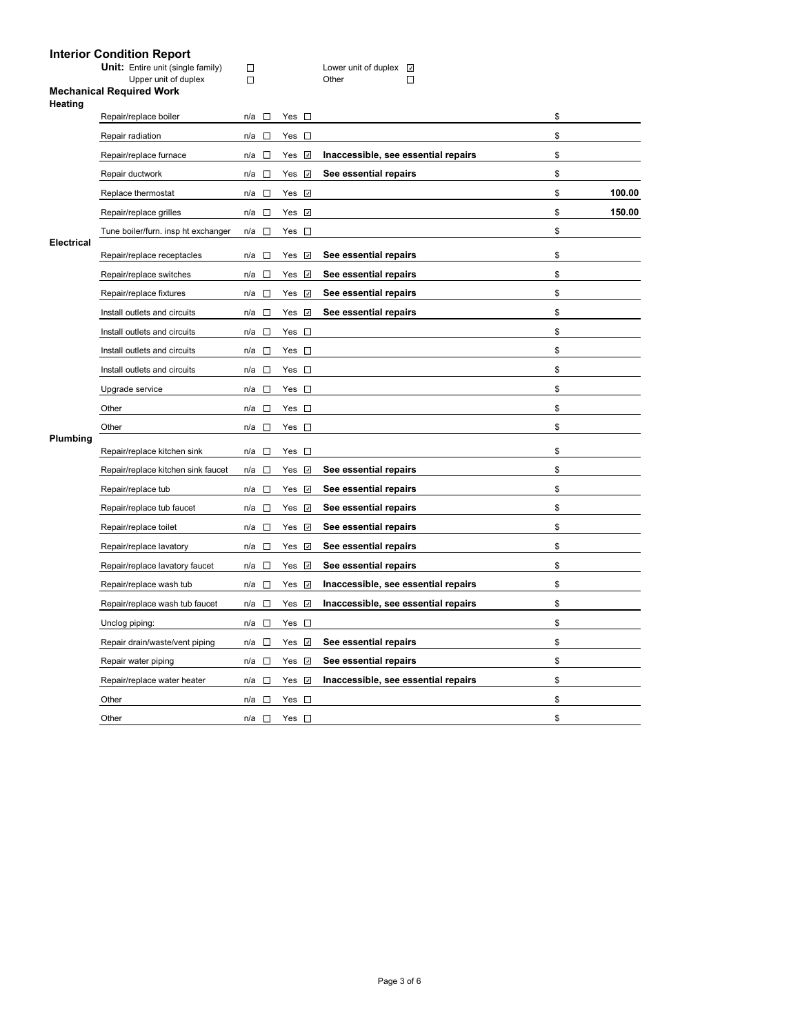# Interior Condition Report

**Unit:** Entire unit (single family) ☐ Lower unit of duplex ☑
Upper unit of duplex ☐ Other ☐

## Mechanical Required Work

### Heating

| Item | n/a | Yes | Notes | $ |
|---|---|---|---|---|
| Repair/replace boiler | ☐ | ☐ | | $ |
| Repair radiation | ☐ | ☐ | | $ |
| Repair/replace furnace | ☐ | ☑ | **Inaccessible, see essential repairs** | $ |
| Repair ductwork | ☐ | ☑ | **See essential repairs** | $ |
| Replace thermostat | ☐ | ☑ | | $ **100.00** |
| Repair/replace grilles | ☐ | ☑ | | $ **150.00** |
| Tune boiler/furn. insp ht exchanger | ☐ | ☐ | | $ |

### Electrical

| Item | n/a | Yes | Notes | $ |
|---|---|---|---|---|
| Repair/replace receptacles | ☐ | ☑ | **See essential repairs** | $ |
| Repair/replace switches | ☐ | ☑ | **See essential repairs** | $ |
| Repair/replace fixtures | ☐ | ☑ | **See essential repairs** | $ |
| Install outlets and circuits | ☐ | ☑ | **See essential repairs** | $ |
| Install outlets and circuits | ☐ | ☐ | | $ |
| Install outlets and circuits | ☐ | ☐ | | $ |
| Install outlets and circuits | ☐ | ☐ | | $ |
| Upgrade service | ☐ | ☐ | | $ |
| Other | ☐ | ☐ | | $ |
| Other | ☐ | ☐ | | $ |

### Plumbing

| Item | n/a | Yes | Notes | $ |
|---|---|---|---|---|
| Repair/replace kitchen sink | ☐ | ☐ | | $ |
| Repair/replace kitchen sink faucet | ☐ | ☑ | **See essential repairs** | $ |
| Repair/replace tub | ☐ | ☑ | **See essential repairs** | $ |
| Repair/replace tub faucet | ☐ | ☑ | **See essential repairs** | $ |
| Repair/replace toilet | ☐ | ☑ | **See essential repairs** | $ |
| Repair/replace lavatory | ☐ | ☑ | **See essential repairs** | $ |
| Repair/replace lavatory faucet | ☐ | ☑ | **See essential repairs** | $ |
| Repair/replace wash tub | ☐ | ☑ | **Inaccessible, see essential repairs** | $ |
| Repair/replace wash tub faucet | ☐ | ☑ | **Inaccessible, see essential repairs** | $ |
| Unclog piping: | ☐ | ☐ | | $ |
| Repair drain/waste/vent piping | ☐ | ☑ | **See essential repairs** | $ |
| Repair water piping | ☐ | ☑ | **See essential repairs** | $ |
| Repair/replace water heater | ☐ | ☑ | **Inaccessible, see essential repairs** | $ |
| Other | ☐ | ☐ | | $ |
| Other | ☐ | ☐ | | $ |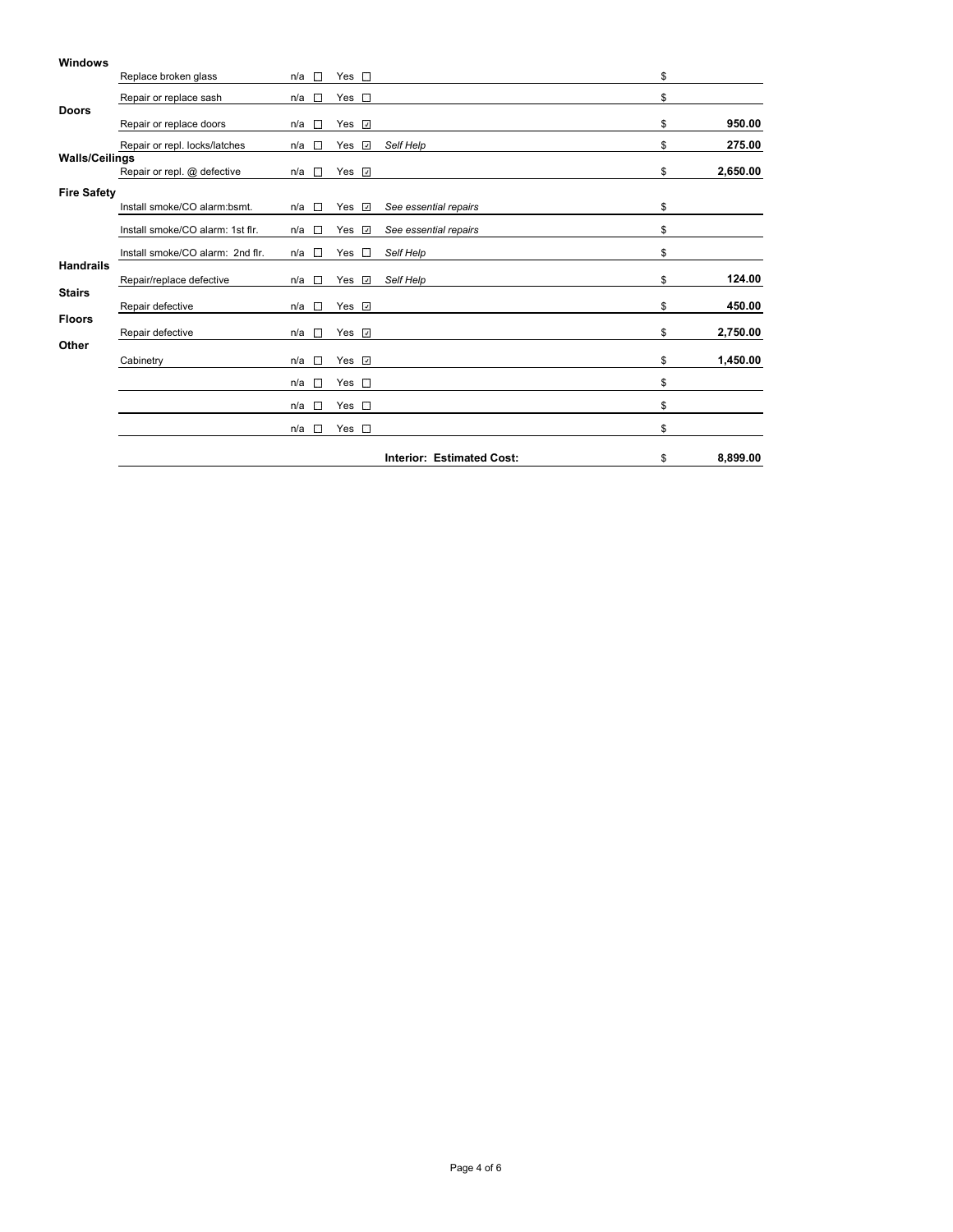| Category | Item | n/a | Yes | Notes | Cost |
|---|---|---|---|---|---|
| **Windows** | Replace broken glass | ☐ | ☐ | | $ |
| | Repair or replace sash | ☐ | ☐ | | $ |
| **Doors** | Repair or replace doors | ☐ | ☑ | | $ **950.00** |
| | Repair or repl. locks/latches | ☐ | ☑ | *Self Help* | $ **275.00** |
| **Walls/Ceilings** | Repair or repl. @ defective | ☐ | ☑ | | $ **2,650.00** |
| **Fire Safety** | Install smoke/CO alarm:bsmt. | ☐ | ☑ | *See essential repairs* | $ |
| | Install smoke/CO alarm: 1st flr. | ☐ | ☑ | *See essential repairs* | $ |
| | Install smoke/CO alarm: 2nd flr. | ☐ | ☐ | *Self Help* | $ |
| **Handrails** | Repair/replace defective | ☐ | ☑ | *Self Help* | $ **124.00** |
| **Stairs** | Repair defective | ☐ | ☑ | | $ **450.00** |
| **Floors** | Repair defective | ☐ | ☑ | | $ **2,750.00** |
| **Other** | Cabinetry | ☐ | ☑ | | $ **1,450.00** |
| | | ☐ | ☐ | | $ |
| | | ☐ | ☐ | | $ |
| | | ☐ | ☐ | | $ |
| | | | | **Interior: Estimated Cost:** | $ **8,899.00** |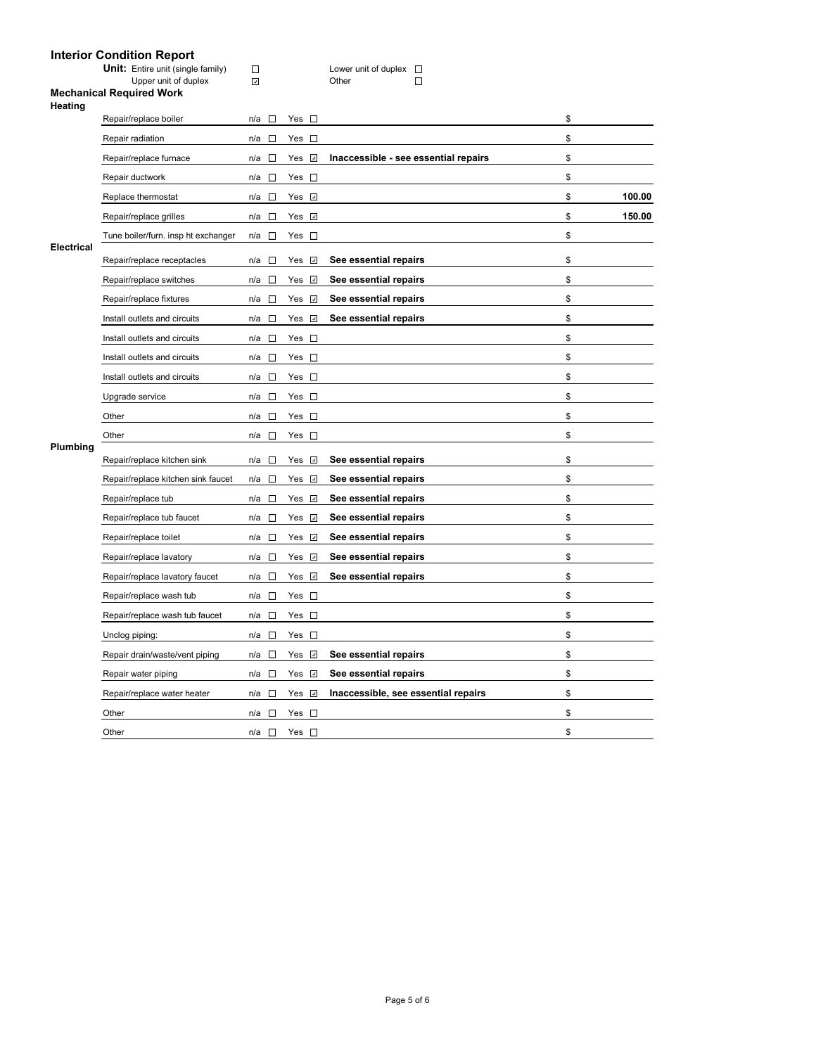## Interior Condition Report

**Unit:**

- Entire unit (single family) ☐
- Upper unit of duplex ☑
- Lower unit of duplex ☐
- Other ☐

### Mechanical Required Work

| Category | Item | n/a | Yes | Notes | Cost |
|---|---|---|---|---|---|
| **Heating** | Repair/replace boiler | ☐ | ☐ | | $ |
| | Repair radiation | ☐ | ☐ | | $ |
| | Repair/replace furnace | ☐ | ☑ | **Inaccessible - see essential repairs** | $ |
| | Repair ductwork | ☐ | ☐ | | $ |
| | Replace thermostat | ☐ | ☑ | | $ **100.00** |
| | Repair/replace grilles | ☐ | ☑ | | $ **150.00** |
| | Tune boiler/furn. insp ht exchanger | ☐ | ☐ | | $ |
| **Electrical** | Repair/replace receptacles | ☐ | ☑ | **See essential repairs** | $ |
| | Repair/replace switches | ☐ | ☑ | **See essential repairs** | $ |
| | Repair/replace fixtures | ☐ | ☑ | **See essential repairs** | $ |
| | Install outlets and circuits | ☐ | ☑ | **See essential repairs** | $ |
| | Install outlets and circuits | ☐ | ☐ | | $ |
| | Install outlets and circuits | ☐ | ☐ | | $ |
| | Install outlets and circuits | ☐ | ☐ | | $ |
| | Upgrade service | ☐ | ☐ | | $ |
| | Other | ☐ | ☐ | | $ |
| | Other | ☐ | ☐ | | $ |
| **Plumbing** | Repair/replace kitchen sink | ☐ | ☑ | **See essential repairs** | $ |
| | Repair/replace kitchen sink faucet | ☐ | ☑ | **See essential repairs** | $ |
| | Repair/replace tub | ☐ | ☑ | **See essential repairs** | $ |
| | Repair/replace tub faucet | ☐ | ☑ | **See essential repairs** | $ |
| | Repair/replace toilet | ☐ | ☑ | **See essential repairs** | $ |
| | Repair/replace lavatory | ☐ | ☑ | **See essential repairs** | $ |
| | Repair/replace lavatory faucet | ☐ | ☑ | **See essential repairs** | $ |
| | Repair/replace wash tub | ☐ | ☐ | | $ |
| | Repair/replace wash tub faucet | ☐ | ☐ | | $ |
| | Unclog piping: | ☐ | ☐ | | $ |
| | Repair drain/waste/vent piping | ☐ | ☑ | **See essential repairs** | $ |
| | Repair water piping | ☐ | ☑ | **See essential repairs** | $ |
| | Repair/replace water heater | ☐ | ☑ | **Inaccessible, see essential repairs** | $ |
| | Other | ☐ | ☐ | | $ |
| | Other | ☐ | ☐ | | $ |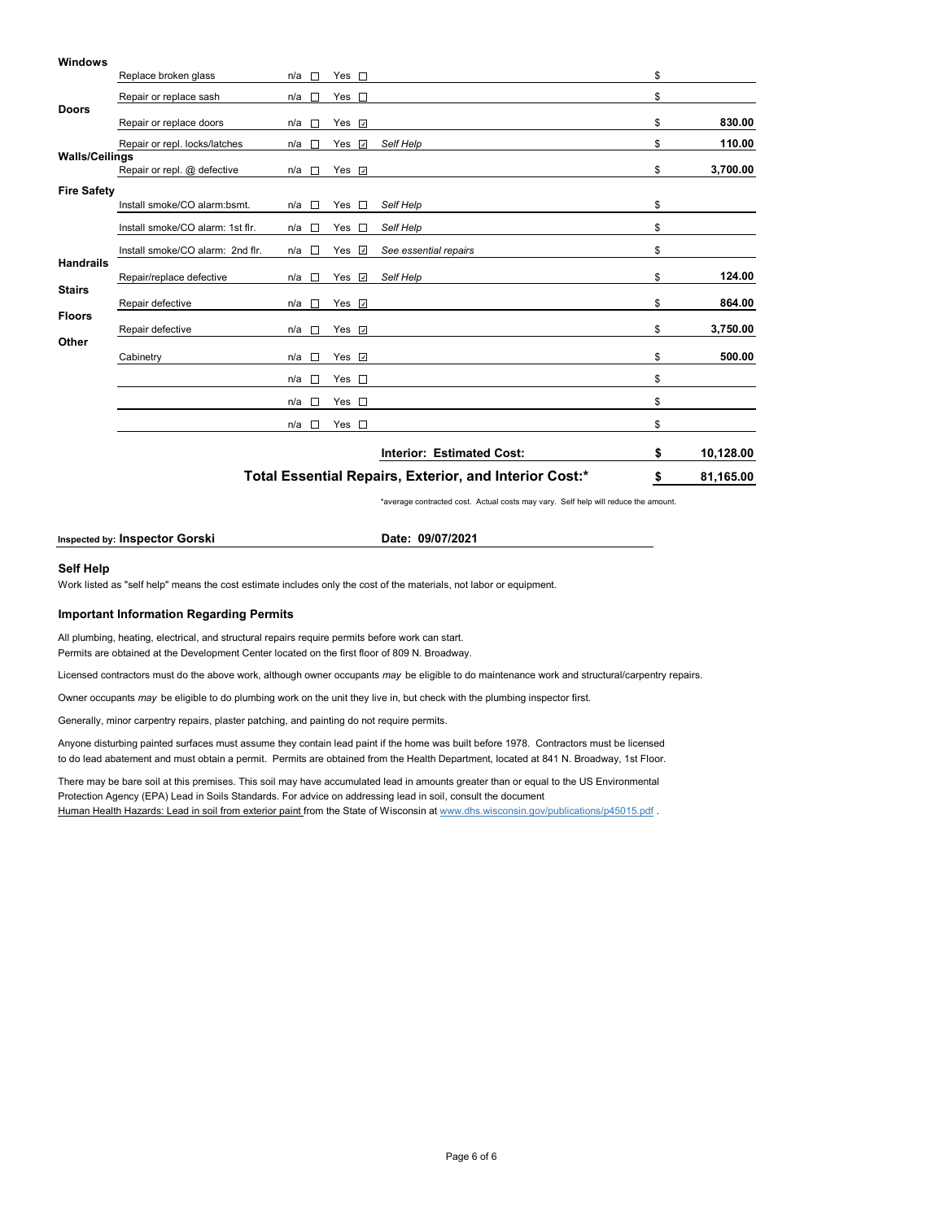| | | | | | |
|---|---|---|---|---|---|
| **Windows** | | | | | |
| | Replace broken glass | n/a ☐ | Yes ☐ | | $ |
| | Repair or replace sash | n/a ☐ | Yes ☐ | | $ |
| **Doors** | | | | | |
| | Repair or replace doors | n/a ☐ | Yes ☑ | | $ **830.00** |
| | Repair or repl. locks/latches | n/a ☐ | Yes ☑ | *Self Help* | $ **110.00** |
| **Walls/Ceilings** | | | | | |
| | Repair or repl. @ defective | n/a ☐ | Yes ☑ | | $ **3,700.00** |
| **Fire Safety** | | | | | |
| | Install smoke/CO alarm:bsmt. | n/a ☐ | Yes ☐ | *Self Help* | $ |
| | Install smoke/CO alarm: 1st flr. | n/a ☐ | Yes ☐ | *Self Help* | $ |
| | Install smoke/CO alarm: 2nd flr. | n/a ☐ | Yes ☑ | *See essential repairs* | $ |
| **Handrails** | | | | | |
| | Repair/replace defective | n/a ☐ | Yes ☑ | *Self Help* | $ **124.00** |
| **Stairs** | | | | | |
| | Repair defective | n/a ☐ | Yes ☑ | | $ **864.00** |
| **Floors** | | | | | |
| | Repair defective | n/a ☐ | Yes ☑ | | $ **3,750.00** |
| **Other** | | | | | |
| | Cabinetry | n/a ☐ | Yes ☑ | | $ **500.00** |
| | | n/a ☐ | Yes ☐ | | $ |
| | | n/a ☐ | Yes ☐ | | $ |
| | | n/a ☐ | Yes ☐ | | $ |
| | | | | **Interior: Estimated Cost:** | **$ 10,128.00** |
| | | | | **Total Essential Repairs, Exterior, and Interior Cost:*** | **$ 81,165.00** |

*average contracted cost. Actual costs may vary. Self help will reduce the amount.

**Inspected by: Inspector Gorski** **Date: 09/07/2021**

### Self Help

Work listed as "self help" means the cost estimate includes only the cost of the materials, not labor or equipment.

### Important Information Regarding Permits

All plumbing, heating, electrical, and structural repairs require permits before work can start.
Permits are obtained at the Development Center located on the first floor of 809 N. Broadway.

Licensed contractors must do the above work, although owner occupants *may* be eligible to do maintenance work and structural/carpentry repairs.

Owner occupants *may* be eligible to do plumbing work on the unit they live in, but check with the plumbing inspector first.

Generally, minor carpentry repairs, plaster patching, and painting do not require permits.

Anyone disturbing painted surfaces must assume they contain lead paint if the home was built before 1978. Contractors must be licensed to do lead abatement and must obtain a permit. Permits are obtained from the Health Department, located at 841 N. Broadway, 1st Floor.

There may be bare soil at this premises. This soil may have accumulated lead in amounts greater than or equal to the US Environmental Protection Agency (EPA) Lead in Soils Standards. For advice on addressing lead in soil, consult the document Human Health Hazards: Lead in soil from exterior paint from the State of Wisconsin at www.dhs.wisconsin.gov/publications/p45015.pdf .